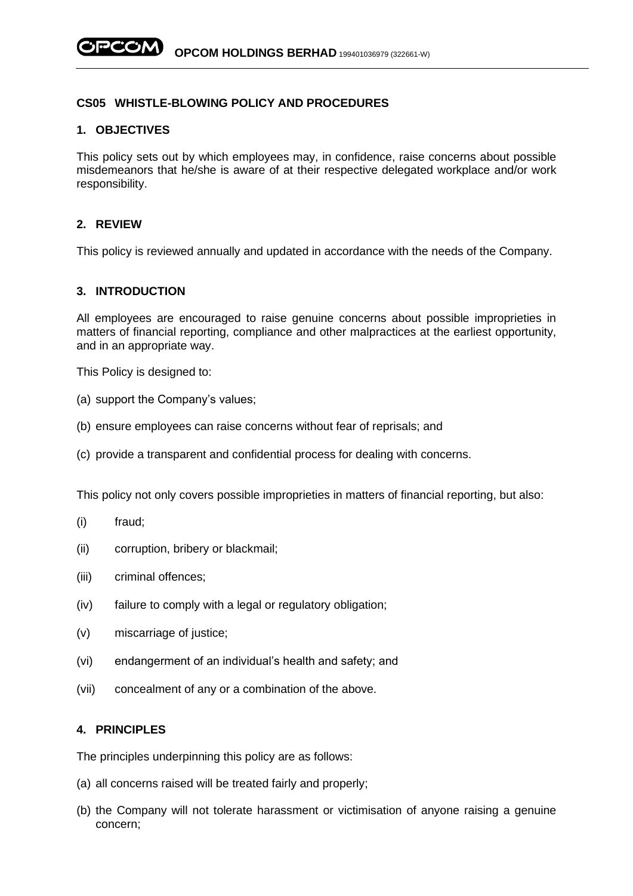## CS05 WHISTLE-BLOWING POLICY AND PROCEDURES

### 1. OBJECTIVES

This policy sets out by which employees may, in confidence, raise concerns about possible misdemeanors that he/she is aware of at their respective delegated workplace and/or work responsibility.

### 2. REVIEW

This policy is reviewed annually and updated in accordance with the needs of the Company.

### 3. INTRODUCTION

All employees are encouraged to raise genuine concerns about possible improprieties in matters of financial reporting, compliance and other malpractices at the earliest opportunity, and in an appropriate way.

This Policy is designed to:

(a) support the Company's values;

(b) ensure employees can raise concerns without fear of reprisals; and

(c) provide a transparent and confidential process for dealing with concerns.

This policy not only covers possible improprieties in matters of financial reporting, but also:

(i) fraud;

(ii) corruption, bribery or blackmail;

(iii) criminal offences;

(iv) failure to comply with a legal or regulatory obligation;

(v) miscarriage of justice;

(vi) endangerment of an individual's health and safety; and

(vii) concealment of any or a combination of the above.

### 4. PRINCIPLES

The principles underpinning this policy are as follows:

(a) all concerns raised will be treated fairly and properly;

(b) the Company will not tolerate harassment or victimisation of anyone raising a genuine concern;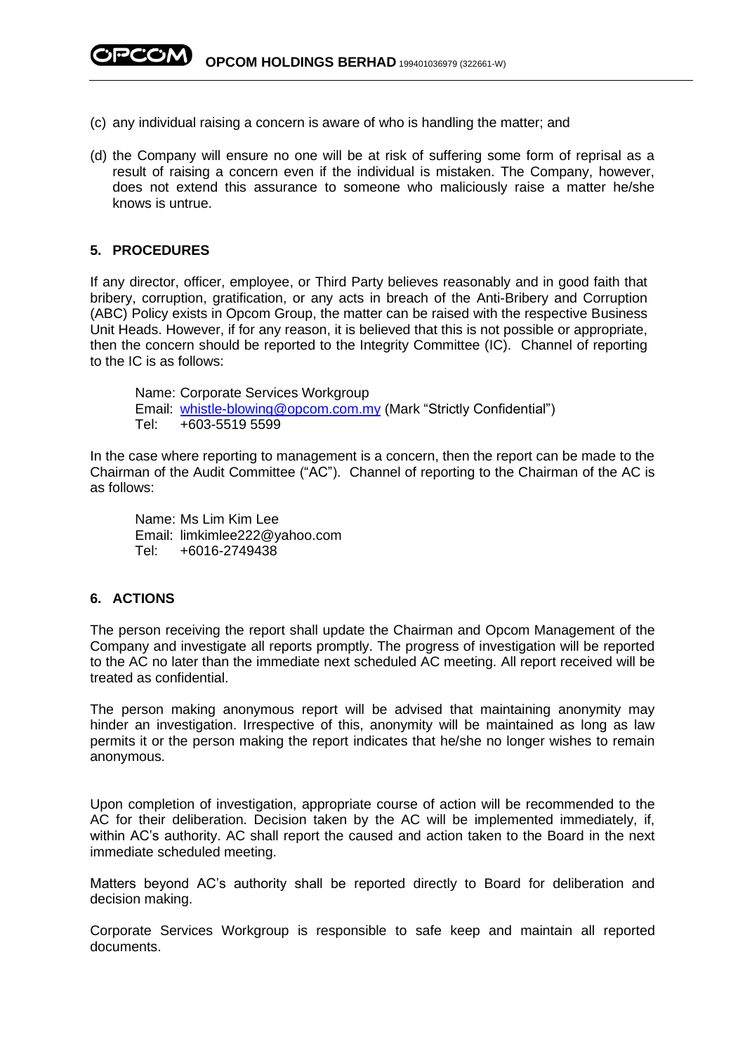(c) any individual raising a concern is aware of who is handling the matter; and

(d) the Company will ensure no one will be at risk of suffering some form of reprisal as a result of raising a concern even if the individual is mistaken. The Company, however, does not extend this assurance to someone who maliciously raise a matter he/she knows is untrue.

## 5. PROCEDURES

If any director, officer, employee, or Third Party believes reasonably and in good faith that bribery, corruption, gratification, or any acts in breach of the Anti-Bribery and Corruption (ABC) Policy exists in Opcom Group, the matter can be raised with the respective Business Unit Heads. However, if for any reason, it is believed that this is not possible or appropriate, then the concern should be reported to the Integrity Committee (IC). Channel of reporting to the IC is as follows:

Name: Corporate Services Workgroup
Email: whistle-blowing@opcom.com.my (Mark "Strictly Confidential")
Tel: +603-5519 5599

In the case where reporting to management is a concern, then the report can be made to the Chairman of the Audit Committee ("AC"). Channel of reporting to the Chairman of the AC is as follows:

Name: Ms Lim Kim Lee
Email: limkimlee222@yahoo.com
Tel: +6016-2749438

## 6. ACTIONS

The person receiving the report shall update the Chairman and Opcom Management of the Company and investigate all reports promptly. The progress of investigation will be reported to the AC no later than the immediate next scheduled AC meeting. All report received will be treated as confidential.

The person making anonymous report will be advised that maintaining anonymity may hinder an investigation. Irrespective of this, anonymity will be maintained as long as law permits it or the person making the report indicates that he/she no longer wishes to remain anonymous.

Upon completion of investigation, appropriate course of action will be recommended to the AC for their deliberation. Decision taken by the AC will be implemented immediately, if, within AC's authority. AC shall report the caused and action taken to the Board in the next immediate scheduled meeting.

Matters beyond AC's authority shall be reported directly to Board for deliberation and decision making.

Corporate Services Workgroup is responsible to safe keep and maintain all reported documents.